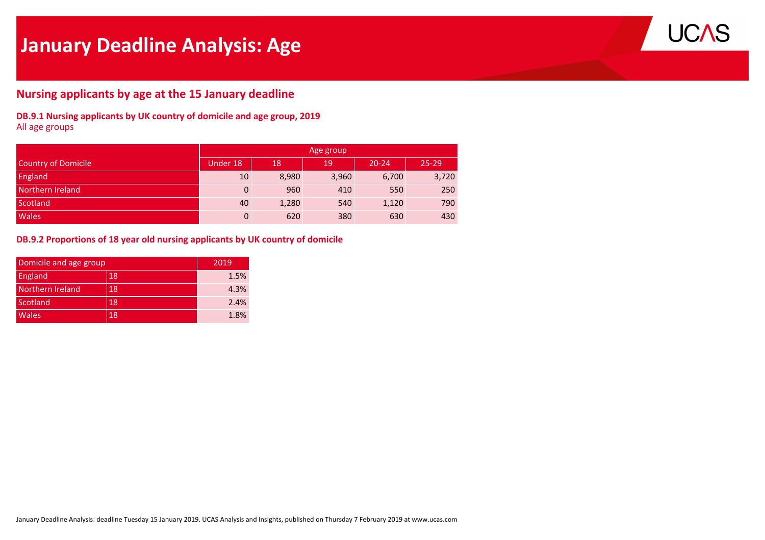# January Deadline Analysis: Age

## Nursing applicants by age at the 15 January deadline

### DB.9.1 Nursing applicants by UK country of domicile and age group, 2019

All age groups

| | Age group | | | | |
|---|---|---|---|---|---|
| Country of Domicile | Under 18 | 18 | 19 | 20-24 | 25-29 |
| England | 10 | 8,980 | 3,960 | 6,700 | 3,720 |
| Northern Ireland | 0 | 960 | 410 | 550 | 250 |
| Scotland | 40 | 1,280 | 540 | 1,120 | 790 |
| Wales | 0 | 620 | 380 | 630 | 430 |

### DB.9.2 Proportions of 18 year old nursing applicants by UK country of domicile

| Domicile and age group | | 2019 |
|---|---|---|
| England | 18 | 1.5% |
| Northern Ireland | 18 | 4.3% |
| Scotland | 18 | 2.4% |
| Wales | 18 | 1.8% |

January Deadline Analysis: deadline Tuesday 15 January 2019. UCAS Analysis and Insights, published on Thursday 7 February 2019 at www.ucas.com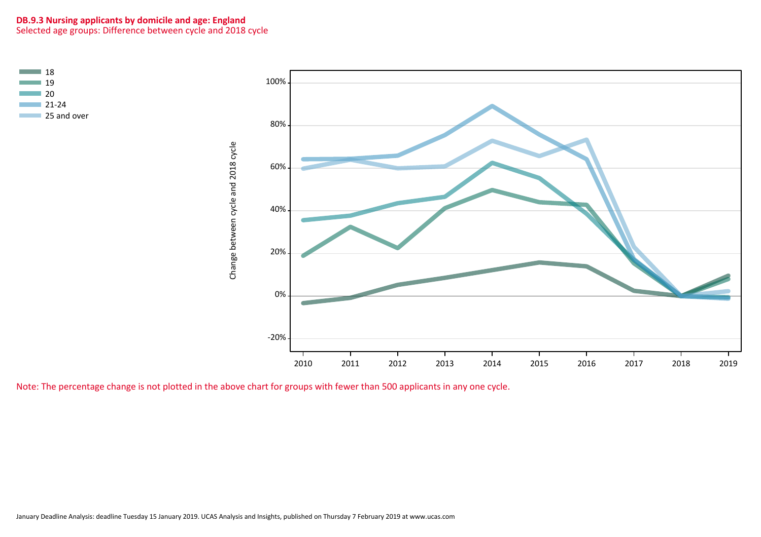**DB.9.3 Nursing applicants by domicile and age: England**

Selected age groups: Difference between cycle and 2018 cycle

Note: The percentage change is not plotted in the above chart for groups with fewer than 500 applicants in any one cycle.

January Deadline Analysis: deadline Tuesday 15 January 2019. UCAS Analysis and Insights, published on Thursday 7 February 2019 at www.ucas.com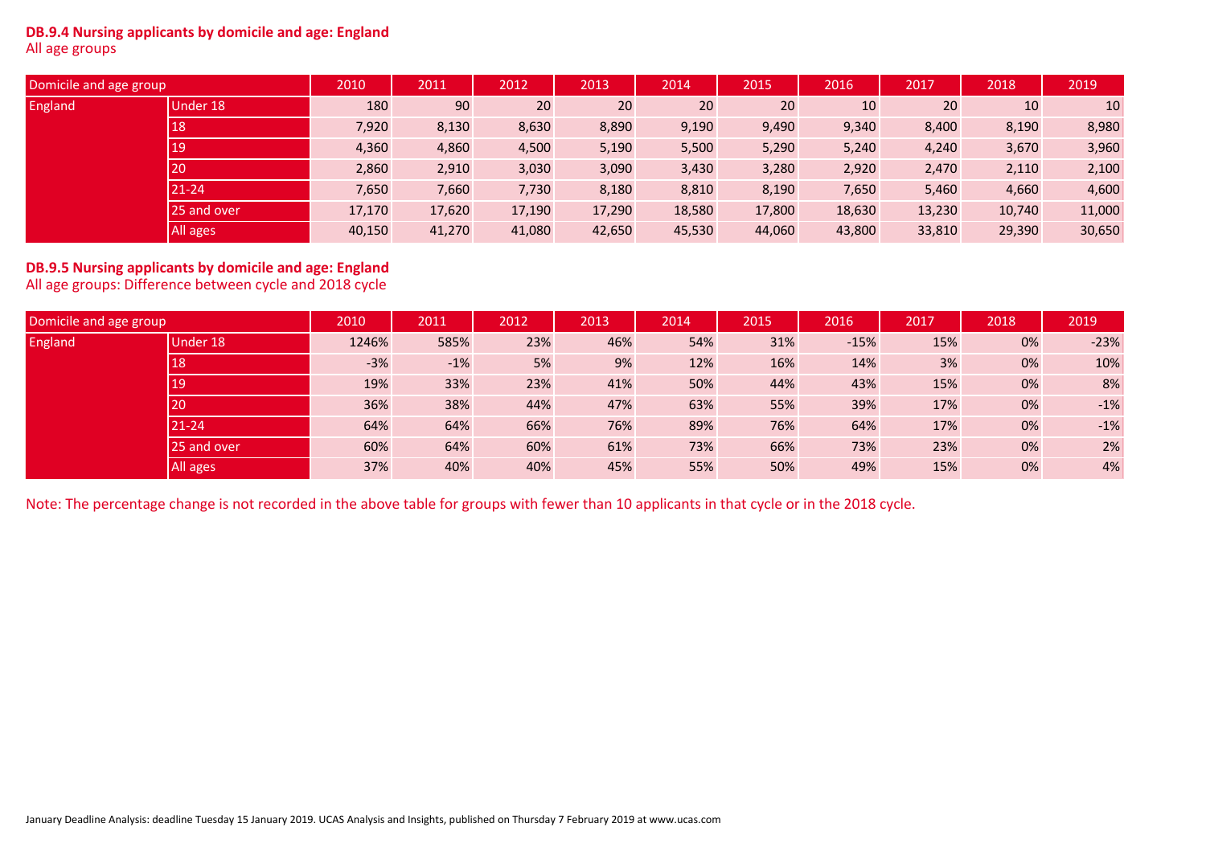**DB.9.4 Nursing applicants by domicile and age: England**
All age groups

| Domicile and age group | | 2010 | 2011 | 2012 | 2013 | 2014 | 2015 | 2016 | 2017 | 2018 | 2019 |
|---|---|---|---|---|---|---|---|---|---|---|---|
| England | Under 18 | 180 | 90 | 20 | 20 | 20 | 20 | 10 | 20 | 10 | 10 |
| | 18 | 7,920 | 8,130 | 8,630 | 8,890 | 9,190 | 9,490 | 9,340 | 8,400 | 8,190 | 8,980 |
| | 19 | 4,360 | 4,860 | 4,500 | 5,190 | 5,500 | 5,290 | 5,240 | 4,240 | 3,670 | 3,960 |
| | 20 | 2,860 | 2,910 | 3,030 | 3,090 | 3,430 | 3,280 | 2,920 | 2,470 | 2,110 | 2,100 |
| | 21-24 | 7,650 | 7,660 | 7,730 | 8,180 | 8,810 | 8,190 | 7,650 | 5,460 | 4,660 | 4,600 |
| | 25 and over | 17,170 | 17,620 | 17,190 | 17,290 | 18,580 | 17,800 | 18,630 | 13,230 | 10,740 | 11,000 |
| | All ages | 40,150 | 41,270 | 41,080 | 42,650 | 45,530 | 44,060 | 43,800 | 33,810 | 29,390 | 30,650 |

**DB.9.5 Nursing applicants by domicile and age: England**
All age groups: Difference between cycle and 2018 cycle

| Domicile and age group | | 2010 | 2011 | 2012 | 2013 | 2014 | 2015 | 2016 | 2017 | 2018 | 2019 |
|---|---|---|---|---|---|---|---|---|---|---|---|
| England | Under 18 | 1246% | 585% | 23% | 46% | 54% | 31% | -15% | 15% | 0% | -23% |
| | 18 | -3% | -1% | 5% | 9% | 12% | 16% | 14% | 3% | 0% | 10% |
| | 19 | 19% | 33% | 23% | 41% | 50% | 44% | 43% | 15% | 0% | 8% |
| | 20 | 36% | 38% | 44% | 47% | 63% | 55% | 39% | 17% | 0% | -1% |
| | 21-24 | 64% | 64% | 66% | 76% | 89% | 76% | 64% | 17% | 0% | -1% |
| | 25 and over | 60% | 64% | 60% | 61% | 73% | 66% | 73% | 23% | 0% | 2% |
| | All ages | 37% | 40% | 40% | 45% | 55% | 50% | 49% | 15% | 0% | 4% |

Note: The percentage change is not recorded in the above table for groups with fewer than 10 applicants in that cycle or in the 2018 cycle.

January Deadline Analysis: deadline Tuesday 15 January 2019. UCAS Analysis and Insights, published on Thursday 7 February 2019 at www.ucas.com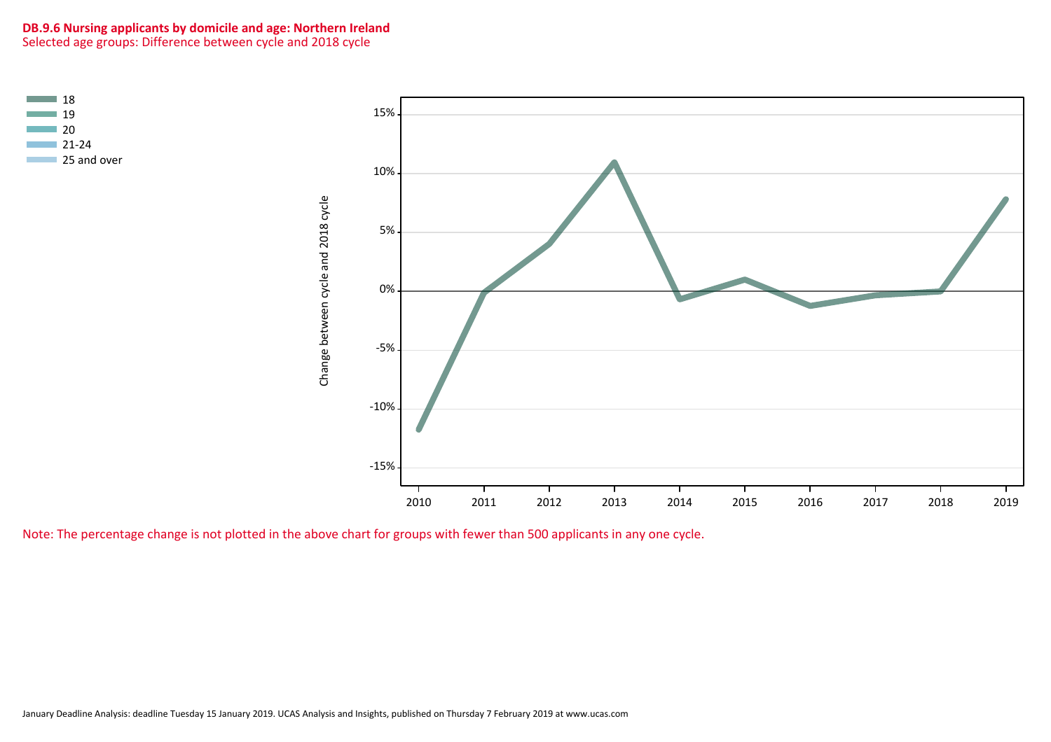**DB.9.6 Nursing applicants by domicile and age: Northern Ireland**

Selected age groups: Difference between cycle and 2018 cycle

- 18
- 19
- 20
- 21-24
- 25 and over

Change between cycle and 2018 cycle

15%
10%
5%
0%
-5%
-10%
-15%

2010 2011 2012 2013 2014 2015 2016 2017 2018 2019

Note: The percentage change is not plotted in the above chart for groups with fewer than 500 applicants in any one cycle.

January Deadline Analysis: deadline Tuesday 15 January 2019. UCAS Analysis and Insights, published on Thursday 7 February 2019 at www.ucas.com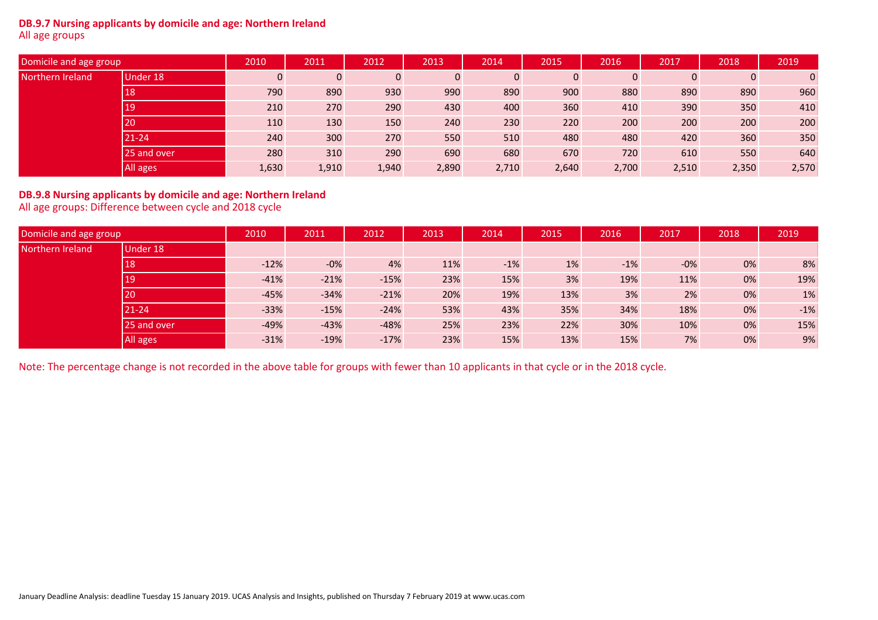**DB.9.7 Nursing applicants by domicile and age: Northern Ireland**
All age groups

| Domicile and age group | | 2010 | 2011 | 2012 | 2013 | 2014 | 2015 | 2016 | 2017 | 2018 | 2019 |
|---|---|---|---|---|---|---|---|---|---|---|---|
| Northern Ireland | Under 18 | 0 | 0 | 0 | 0 | 0 | 0 | 0 | 0 | 0 | 0 |
| | 18 | 790 | 890 | 930 | 990 | 890 | 900 | 880 | 890 | 890 | 960 |
| | 19 | 210 | 270 | 290 | 430 | 400 | 360 | 410 | 390 | 350 | 410 |
| | 20 | 110 | 130 | 150 | 240 | 230 | 220 | 200 | 200 | 200 | 200 |
| | 21-24 | 240 | 300 | 270 | 550 | 510 | 480 | 480 | 420 | 360 | 350 |
| | 25 and over | 280 | 310 | 290 | 690 | 680 | 670 | 720 | 610 | 550 | 640 |
| | All ages | 1,630 | 1,910 | 1,940 | 2,890 | 2,710 | 2,640 | 2,700 | 2,510 | 2,350 | 2,570 |

**DB.9.8 Nursing applicants by domicile and age: Northern Ireland**
All age groups: Difference between cycle and 2018 cycle

| Domicile and age group | | 2010 | 2011 | 2012 | 2013 | 2014 | 2015 | 2016 | 2017 | 2018 | 2019 |
|---|---|---|---|---|---|---|---|---|---|---|---|
| Northern Ireland | Under 18 | | | | | | | | | | |
| | 18 | -12% | -0% | 4% | 11% | -1% | 1% | -1% | -0% | 0% | 8% |
| | 19 | -41% | -21% | -15% | 23% | 15% | 3% | 19% | 11% | 0% | 19% |
| | 20 | -45% | -34% | -21% | 20% | 19% | 13% | 3% | 2% | 0% | 1% |
| | 21-24 | -33% | -15% | -24% | 53% | 43% | 35% | 34% | 18% | 0% | -1% |
| | 25 and over | -49% | -43% | -48% | 25% | 23% | 22% | 30% | 10% | 0% | 15% |
| | All ages | -31% | -19% | -17% | 23% | 15% | 13% | 15% | 7% | 0% | 9% |

Note: The percentage change is not recorded in the above table for groups with fewer than 10 applicants in that cycle or in the 2018 cycle.

January Deadline Analysis: deadline Tuesday 15 January 2019. UCAS Analysis and Insights, published on Thursday 7 February 2019 at www.ucas.com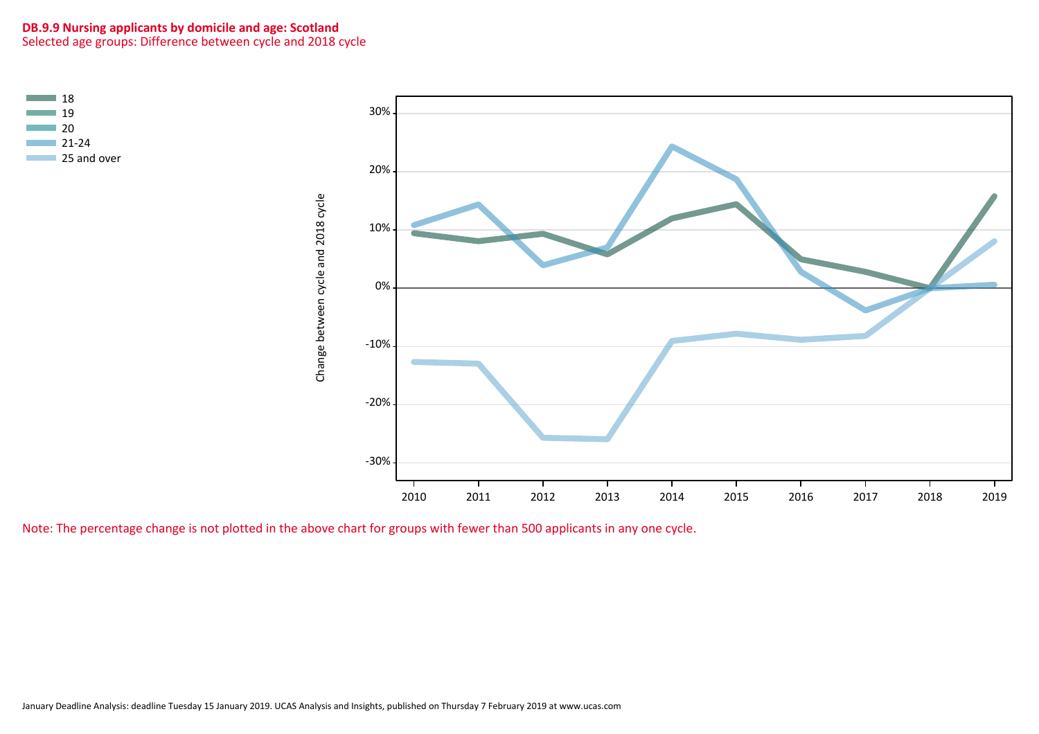**DB.9.9 Nursing applicants by domicile and age: Scotland**

Selected age groups: Difference between cycle and 2018 cycle

- 18
- 19
- 20
- 21-24
- 25 and over

Change between cycle and 2018 cycle

30%
20%
10%
0%
-10%
-20%
-30%

2010 2011 2012 2013 2014 2015 2016 2017 2018 2019

Note: The percentage change is not plotted in the above chart for groups with fewer than 500 applicants in any one cycle.

January Deadline Analysis: deadline Tuesday 15 January 2019. UCAS Analysis and Insights, published on Thursday 7 February 2019 at www.ucas.com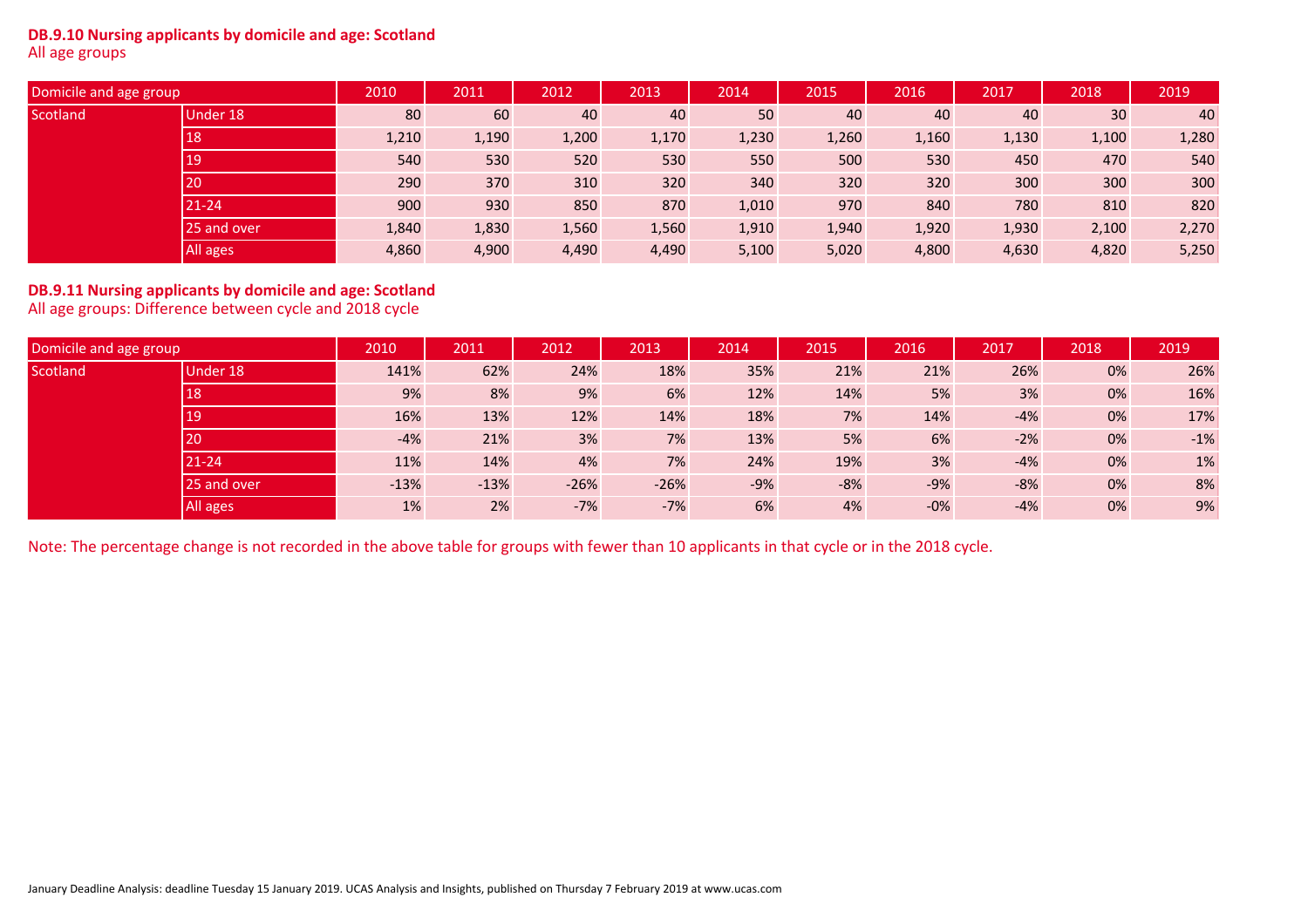**DB.9.10 Nursing applicants by domicile and age: Scotland**
All age groups

| Domicile and age group | | 2010 | 2011 | 2012 | 2013 | 2014 | 2015 | 2016 | 2017 | 2018 | 2019 |
|---|---|---|---|---|---|---|---|---|---|---|---|
| Scotland | Under 18 | 80 | 60 | 40 | 40 | 50 | 40 | 40 | 40 | 30 | 40 |
| | 18 | 1,210 | 1,190 | 1,200 | 1,170 | 1,230 | 1,260 | 1,160 | 1,130 | 1,100 | 1,280 |
| | 19 | 540 | 530 | 520 | 530 | 550 | 500 | 530 | 450 | 470 | 540 |
| | 20 | 290 | 370 | 310 | 320 | 340 | 320 | 320 | 300 | 300 | 300 |
| | 21-24 | 900 | 930 | 850 | 870 | 1,010 | 970 | 840 | 780 | 810 | 820 |
| | 25 and over | 1,840 | 1,830 | 1,560 | 1,560 | 1,910 | 1,940 | 1,920 | 1,930 | 2,100 | 2,270 |
| | All ages | 4,860 | 4,900 | 4,490 | 4,490 | 5,100 | 5,020 | 4,800 | 4,630 | 4,820 | 5,250 |

**DB.9.11 Nursing applicants by domicile and age: Scotland**
All age groups: Difference between cycle and 2018 cycle

| Domicile and age group | | 2010 | 2011 | 2012 | 2013 | 2014 | 2015 | 2016 | 2017 | 2018 | 2019 |
|---|---|---|---|---|---|---|---|---|---|---|---|
| Scotland | Under 18 | 141% | 62% | 24% | 18% | 35% | 21% | 21% | 26% | 0% | 26% |
| | 18 | 9% | 8% | 9% | 6% | 12% | 14% | 5% | 3% | 0% | 16% |
| | 19 | 16% | 13% | 12% | 14% | 18% | 7% | 14% | -4% | 0% | 17% |
| | 20 | -4% | 21% | 3% | 7% | 13% | 5% | 6% | -2% | 0% | -1% |
| | 21-24 | 11% | 14% | 4% | 7% | 24% | 19% | 3% | -4% | 0% | 1% |
| | 25 and over | -13% | -13% | -26% | -26% | -9% | -8% | -9% | -8% | 0% | 8% |
| | All ages | 1% | 2% | -7% | -7% | 6% | 4% | -0% | -4% | 0% | 9% |

Note: The percentage change is not recorded in the above table for groups with fewer than 10 applicants in that cycle or in the 2018 cycle.

January Deadline Analysis: deadline Tuesday 15 January 2019. UCAS Analysis and Insights, published on Thursday 7 February 2019 at www.ucas.com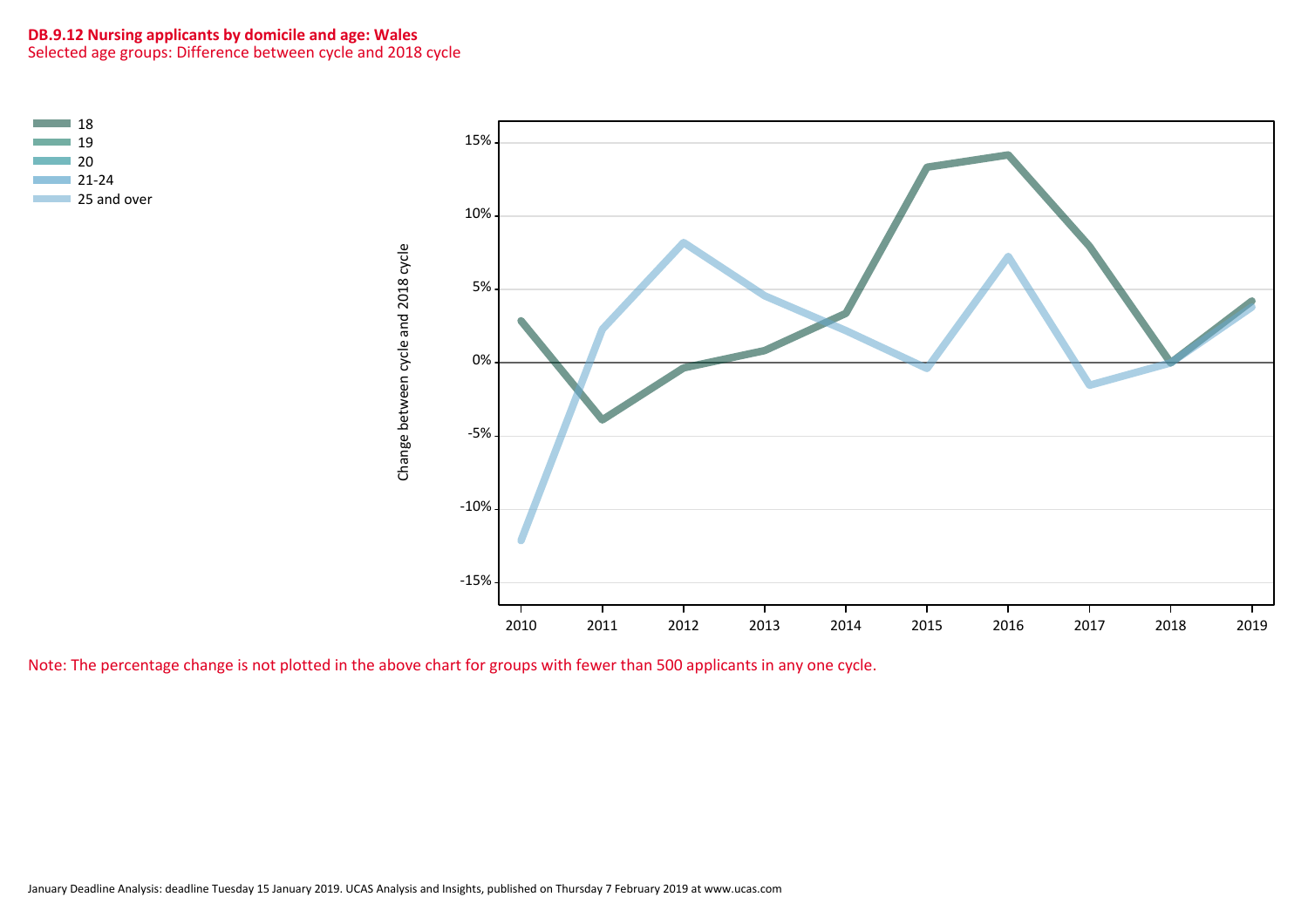**DB.9.12 Nursing applicants by domicile and age: Wales**

Selected age groups: Difference between cycle and 2018 cycle

- 18
- 19
- 20
- 21-24
- 25 and over

Change between cycle and 2018 cycle

15%
10%
5%
0%
-5%
-10%
-15%

2010 2011 2012 2013 2014 2015 2016 2017 2018 2019

Note: The percentage change is not plotted in the above chart for groups with fewer than 500 applicants in any one cycle.

January Deadline Analysis: deadline Tuesday 15 January 2019. UCAS Analysis and Insights, published on Thursday 7 February 2019 at www.ucas.com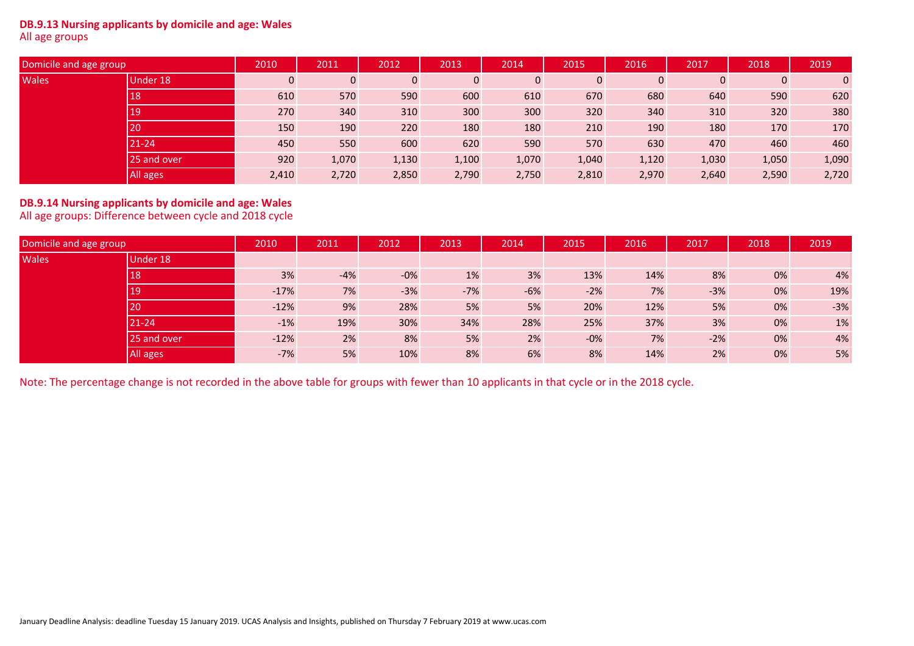**DB.9.13 Nursing applicants by domicile and age: Wales**
All age groups

| Domicile and age group | | 2010 | 2011 | 2012 | 2013 | 2014 | 2015 | 2016 | 2017 | 2018 | 2019 |
|---|---|---|---|---|---|---|---|---|---|---|---|
| Wales | Under 18 | 0 | 0 | 0 | 0 | 0 | 0 | 0 | 0 | 0 | 0 |
| | 18 | 610 | 570 | 590 | 600 | 610 | 670 | 680 | 640 | 590 | 620 |
| | 19 | 270 | 340 | 310 | 300 | 300 | 320 | 340 | 310 | 320 | 380 |
| | 20 | 150 | 190 | 220 | 180 | 180 | 210 | 190 | 180 | 170 | 170 |
| | 21-24 | 450 | 550 | 600 | 620 | 590 | 570 | 630 | 470 | 460 | 460 |
| | 25 and over | 920 | 1,070 | 1,130 | 1,100 | 1,070 | 1,040 | 1,120 | 1,030 | 1,050 | 1,090 |
| | All ages | 2,410 | 2,720 | 2,850 | 2,790 | 2,750 | 2,810 | 2,970 | 2,640 | 2,590 | 2,720 |

**DB.9.14 Nursing applicants by domicile and age: Wales**
All age groups: Difference between cycle and 2018 cycle

| Domicile and age group | | 2010 | 2011 | 2012 | 2013 | 2014 | 2015 | 2016 | 2017 | 2018 | 2019 |
|---|---|---|---|---|---|---|---|---|---|---|---|
| Wales | Under 18 | | | | | | | | | | |
| | 18 | 3% | -4% | -0% | 1% | 3% | 13% | 14% | 8% | 0% | 4% |
| | 19 | -17% | 7% | -3% | -7% | -6% | -2% | 7% | -3% | 0% | 19% |
| | 20 | -12% | 9% | 28% | 5% | 5% | 20% | 12% | 5% | 0% | -3% |
| | 21-24 | -1% | 19% | 30% | 34% | 28% | 25% | 37% | 3% | 0% | 1% |
| | 25 and over | -12% | 2% | 8% | 5% | 2% | -0% | 7% | -2% | 0% | 4% |
| | All ages | -7% | 5% | 10% | 8% | 6% | 8% | 14% | 2% | 0% | 5% |

Note: The percentage change is not recorded in the above table for groups with fewer than 10 applicants in that cycle or in the 2018 cycle.

January Deadline Analysis: deadline Tuesday 15 January 2019. UCAS Analysis and Insights, published on Thursday 7 February 2019 at www.ucas.com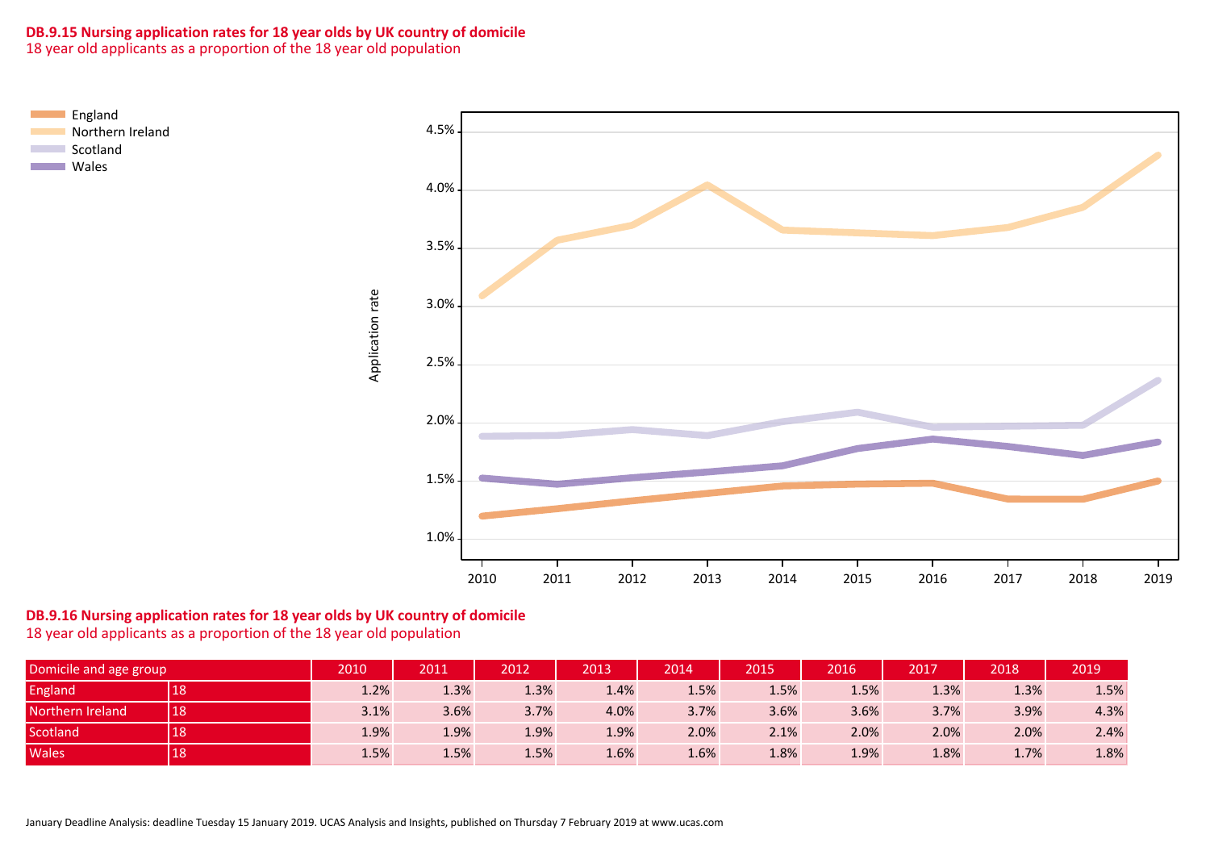**DB.9.15 Nursing application rates for 18 year olds by UK country of domicile**
18 year old applicants as a proportion of the 18 year old population

**DB.9.16 Nursing application rates for 18 year olds by UK country of domicile**
18 year old applicants as a proportion of the 18 year old population

| Domicile and age group | | 2010 | 2011 | 2012 | 2013 | 2014 | 2015 | 2016 | 2017 | 2018 | 2019 |
|---|---|---|---|---|---|---|---|---|---|---|---|
| England | 18 | 1.2% | 1.3% | 1.3% | 1.4% | 1.5% | 1.5% | 1.5% | 1.3% | 1.3% | 1.5% |
| Northern Ireland | 18 | 3.1% | 3.6% | 3.7% | 4.0% | 3.7% | 3.6% | 3.6% | 3.7% | 3.9% | 4.3% |
| Scotland | 18 | 1.9% | 1.9% | 1.9% | 1.9% | 2.0% | 2.1% | 2.0% | 2.0% | 2.0% | 2.4% |
| Wales | 18 | 1.5% | 1.5% | 1.5% | 1.6% | 1.6% | 1.8% | 1.9% | 1.8% | 1.7% | 1.8% |

January Deadline Analysis: deadline Tuesday 15 January 2019. UCAS Analysis and Insights, published on Thursday 7 February 2019 at www.ucas.com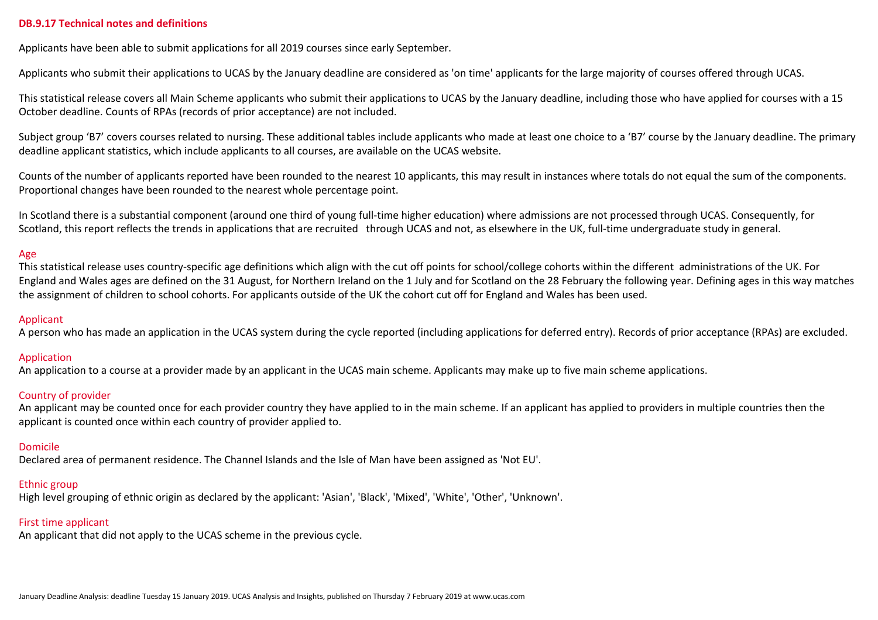## DB.9.17 Technical notes and definitions

Applicants have been able to submit applications for all 2019 courses since early September.

Applicants who submit their applications to UCAS by the January deadline are considered as 'on time' applicants for the large majority of courses offered through UCAS.

This statistical release covers all Main Scheme applicants who submit their applications to UCAS by the January deadline, including those who have applied for courses with a 15 October deadline. Counts of RPAs (records of prior acceptance) are not included.

Subject group 'B7' covers courses related to nursing. These additional tables include applicants who made at least one choice to a 'B7' course by the January deadline. The primary deadline applicant statistics, which include applicants to all courses, are available on the UCAS website.

Counts of the number of applicants reported have been rounded to the nearest 10 applicants, this may result in instances where totals do not equal the sum of the components. Proportional changes have been rounded to the nearest whole percentage point.

In Scotland there is a substantial component (around one third of young full-time higher education) where admissions are not processed through UCAS. Consequently, for Scotland, this report reflects the trends in applications that are recruited through UCAS and not, as elsewhere in the UK, full-time undergraduate study in general.

### Age

This statistical release uses country-specific age definitions which align with the cut off points for school/college cohorts within the different administrations of the UK. For England and Wales ages are defined on the 31 August, for Northern Ireland on the 1 July and for Scotland on the 28 February the following year. Defining ages in this way matches the assignment of children to school cohorts. For applicants outside of the UK the cohort cut off for England and Wales has been used.

### Applicant

A person who has made an application in the UCAS system during the cycle reported (including applications for deferred entry). Records of prior acceptance (RPAs) are excluded.

### Application

An application to a course at a provider made by an applicant in the UCAS main scheme. Applicants may make up to five main scheme applications.

### Country of provider

An applicant may be counted once for each provider country they have applied to in the main scheme. If an applicant has applied to providers in multiple countries then the applicant is counted once within each country of provider applied to.

### Domicile

Declared area of permanent residence. The Channel Islands and the Isle of Man have been assigned as 'Not EU'.

### Ethnic group

High level grouping of ethnic origin as declared by the applicant: 'Asian', 'Black', 'Mixed', 'White', 'Other', 'Unknown'.

### First time applicant

An applicant that did not apply to the UCAS scheme in the previous cycle.

January Deadline Analysis: deadline Tuesday 15 January 2019. UCAS Analysis and Insights, published on Thursday 7 February 2019 at www.ucas.com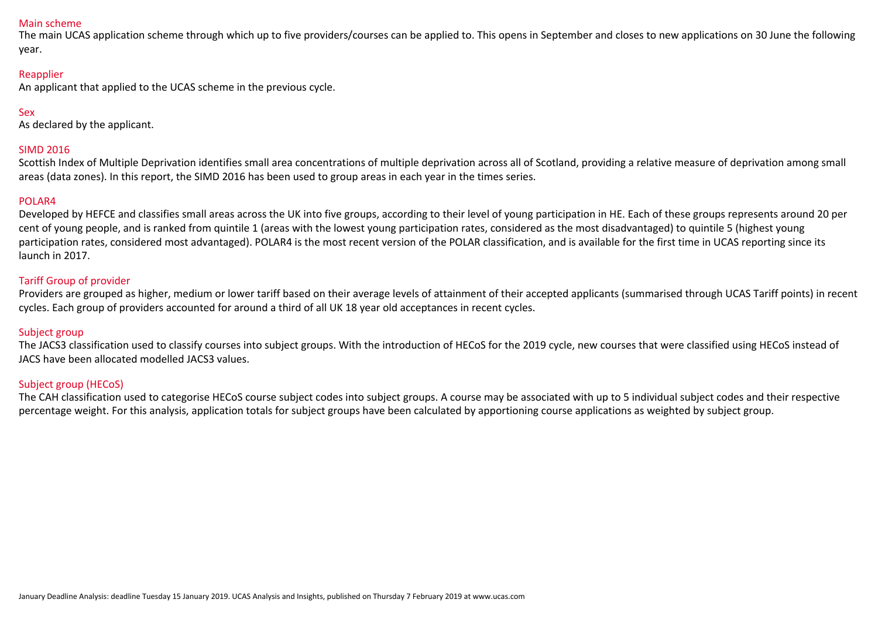### Main scheme

The main UCAS application scheme through which up to five providers/courses can be applied to. This opens in September and closes to new applications on 30 June the following year.

### Reapplier

An applicant that applied to the UCAS scheme in the previous cycle.

### Sex

As declared by the applicant.

### SIMD 2016

Scottish Index of Multiple Deprivation identifies small area concentrations of multiple deprivation across all of Scotland, providing a relative measure of deprivation among small areas (data zones). In this report, the SIMD 2016 has been used to group areas in each year in the times series.

### POLAR4

Developed by HEFCE and classifies small areas across the UK into five groups, according to their level of young participation in HE. Each of these groups represents around 20 per cent of young people, and is ranked from quintile 1 (areas with the lowest young participation rates, considered as the most disadvantaged) to quintile 5 (highest young participation rates, considered most advantaged). POLAR4 is the most recent version of the POLAR classification, and is available for the first time in UCAS reporting since its launch in 2017.

### Tariff Group of provider

Providers are grouped as higher, medium or lower tariff based on their average levels of attainment of their accepted applicants (summarised through UCAS Tariff points) in recent cycles. Each group of providers accounted for around a third of all UK 18 year old acceptances in recent cycles.

### Subject group

The JACS3 classification used to classify courses into subject groups. With the introduction of HECoS for the 2019 cycle, new courses that were classified using HECoS instead of JACS have been allocated modelled JACS3 values.

### Subject group (HECoS)

The CAH classification used to categorise HECoS course subject codes into subject groups. A course may be associated with up to 5 individual subject codes and their respective percentage weight. For this analysis, application totals for subject groups have been calculated by apportioning course applications as weighted by subject group.